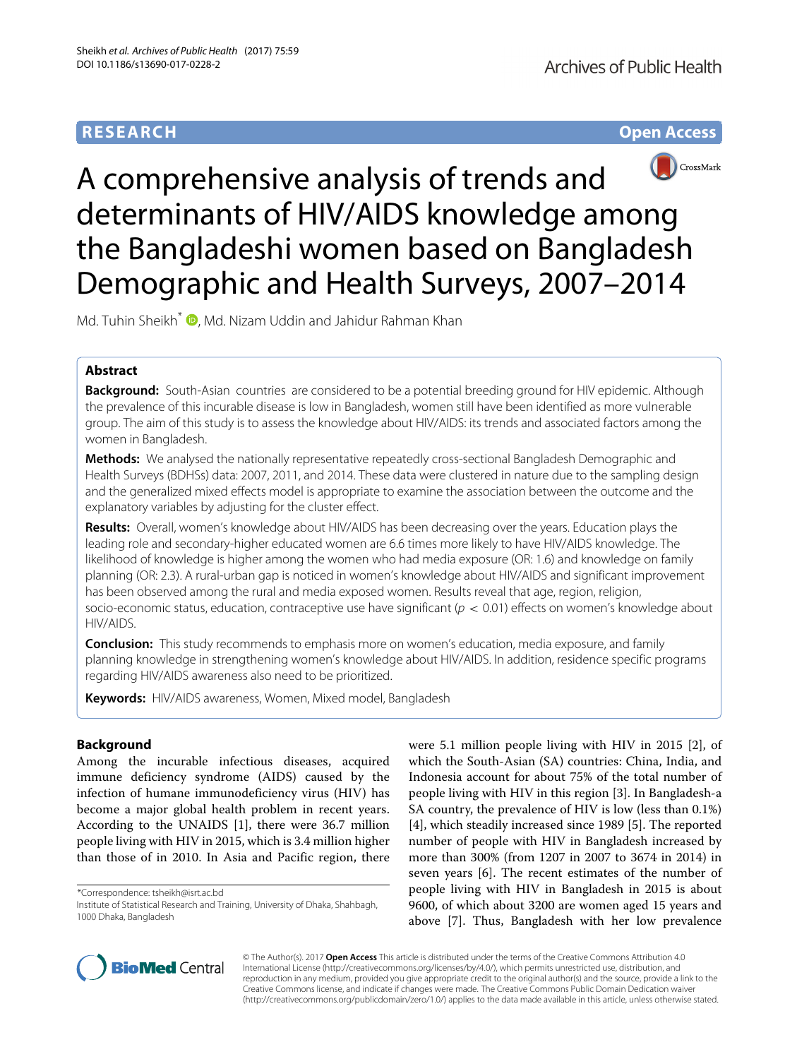RESEARCH

Open Access

# A comprehensive analysis of trends and determinants of HIV/AIDS knowledge among the Bangladeshi women based on Bangladesh Demographic and Health Surveys, 2007–2014

Md. Tuhin Sheikh*, Md. Nizam Uddin and Jahidur Rahman Khan

## Abstract

**Background:** South-Asian countries are considered to be a potential breeding ground for HIV epidemic. Although the prevalence of this incurable disease is low in Bangladesh, women still have been identified as more vulnerable group. The aim of this study is to assess the knowledge about HIV/AIDS: its trends and associated factors among the women in Bangladesh.

**Methods:** We analysed the nationally representative repeatedly cross-sectional Bangladesh Demographic and Health Surveys (BDHSs) data: 2007, 2011, and 2014. These data were clustered in nature due to the sampling design and the generalized mixed effects model is appropriate to examine the association between the outcome and the explanatory variables by adjusting for the cluster effect.

**Results:** Overall, women's knowledge about HIV/AIDS has been decreasing over the years. Education plays the leading role and secondary-higher educated women are 6.6 times more likely to have HIV/AIDS knowledge. The likelihood of knowledge is higher among the women who had media exposure (OR: 1.6) and knowledge on family planning (OR: 2.3). A rural-urban gap is noticed in women's knowledge about HIV/AIDS and significant improvement has been observed among the rural and media exposed women. Results reveal that age, region, religion, socio-economic status, education, contraceptive use have significant ($p < 0.01$) effects on women's knowledge about HIV/AIDS.

**Conclusion:** This study recommends to emphasis more on women's education, media exposure, and family planning knowledge in strengthening women's knowledge about HIV/AIDS. In addition, residence specific programs regarding HIV/AIDS awareness also need to be prioritized.

**Keywords:** HIV/AIDS awareness, Women, Mixed model, Bangladesh

## Background

Among the incurable infectious diseases, acquired immune deficiency syndrome (AIDS) caused by the infection of humane immunodeficiency virus (HIV) has become a major global health problem in recent years. According to the UNAIDS [1], there were 36.7 million people living with HIV in 2015, which is 3.4 million higher than those of in 2010. In Asia and Pacific region, there were 5.1 million people living with HIV in 2015 [2], of which the South-Asian (SA) countries: China, India, and Indonesia account for about 75% of the total number of people living with HIV in this region [3]. In Bangladesh-a SA country, the prevalence of HIV is low (less than 0.1%) [4], which steadily increased since 1989 [5]. The reported number of people with HIV in Bangladesh increased by more than 300% (from 1207 in 2007 to 3674 in 2014) in seven years [6]. The recent estimates of the number of people living with HIV in Bangladesh in 2015 is about 9600, of which about 3200 are women aged 15 years and above [7]. Thus, Bangladesh with her low prevalence

*Correspondence: tsheikh@isrt.ac.bd
Institute of Statistical Research and Training, University of Dhaka, Shahbagh, 1000 Dhaka, Bangladesh

© The Author(s). 2017 **Open Access** This article is distributed under the terms of the Creative Commons Attribution 4.0 International License (http://creativecommons.org/licenses/by/4.0/), which permits unrestricted use, distribution, and reproduction in any medium, provided you give appropriate credit to the original author(s) and the source, provide a link to the Creative Commons license, and indicate if changes were made. The Creative Commons Public Domain Dedication waiver (http://creativecommons.org/publicdomain/zero/1.0/) applies to the data made available in this article, unless otherwise stated.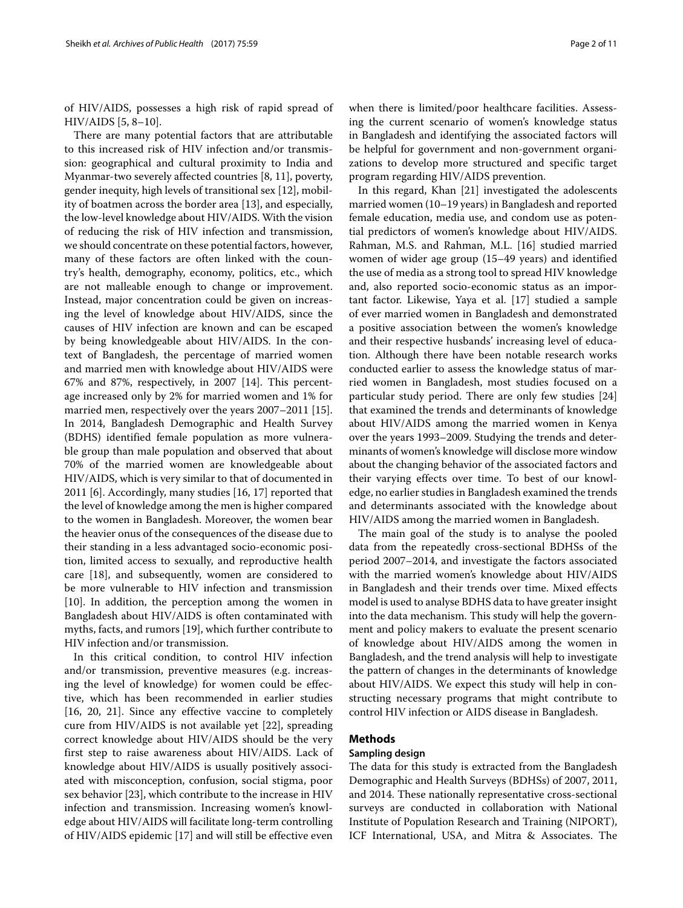of HIV/AIDS, possesses a high risk of rapid spread of HIV/AIDS [5, 8–10].

There are many potential factors that are attributable to this increased risk of HIV infection and/or transmission: geographical and cultural proximity to India and Myanmar-two severely affected countries [8, 11], poverty, gender inequity, high levels of transitional sex [12], mobility of boatmen across the border area [13], and especially, the low-level knowledge about HIV/AIDS. With the vision of reducing the risk of HIV infection and transmission, we should concentrate on these potential factors, however, many of these factors are often linked with the country's health, demography, economy, politics, etc., which are not malleable enough to change or improvement. Instead, major concentration could be given on increasing the level of knowledge about HIV/AIDS, since the causes of HIV infection are known and can be escaped by being knowledgeable about HIV/AIDS. In the context of Bangladesh, the percentage of married women and married men with knowledge about HIV/AIDS were 67% and 87%, respectively, in 2007 [14]. This percentage increased only by 2% for married women and 1% for married men, respectively over the years 2007–2011 [15]. In 2014, Bangladesh Demographic and Health Survey (BDHS) identified female population as more vulnerable group than male population and observed that about 70% of the married women are knowledgeable about HIV/AIDS, which is very similar to that of documented in 2011 [6]. Accordingly, many studies [16, 17] reported that the level of knowledge among the men is higher compared to the women in Bangladesh. Moreover, the women bear the heavier onus of the consequences of the disease due to their standing in a less advantaged socio-economic position, limited access to sexually, and reproductive health care [18], and subsequently, women are considered to be more vulnerable to HIV infection and transmission [10]. In addition, the perception among the women in Bangladesh about HIV/AIDS is often contaminated with myths, facts, and rumors [19], which further contribute to HIV infection and/or transmission.

In this critical condition, to control HIV infection and/or transmission, preventive measures (e.g. increasing the level of knowledge) for women could be effective, which has been recommended in earlier studies [16, 20, 21]. Since any effective vaccine to completely cure from HIV/AIDS is not available yet [22], spreading correct knowledge about HIV/AIDS should be the very first step to raise awareness about HIV/AIDS. Lack of knowledge about HIV/AIDS is usually positively associated with misconception, confusion, social stigma, poor sex behavior [23], which contribute to the increase in HIV infection and transmission. Increasing women's knowledge about HIV/AIDS will facilitate long-term controlling of HIV/AIDS epidemic [17] and will still be effective even when there is limited/poor healthcare facilities. Assessing the current scenario of women's knowledge status in Bangladesh and identifying the associated factors will be helpful for government and non-government organizations to develop more structured and specific target program regarding HIV/AIDS prevention.

In this regard, Khan [21] investigated the adolescents married women (10–19 years) in Bangladesh and reported female education, media use, and condom use as potential predictors of women's knowledge about HIV/AIDS. Rahman, M.S. and Rahman, M.L. [16] studied married women of wider age group (15–49 years) and identified the use of media as a strong tool to spread HIV knowledge and, also reported socio-economic status as an important factor. Likewise, Yaya et al. [17] studied a sample of ever married women in Bangladesh and demonstrated a positive association between the women's knowledge and their respective husbands' increasing level of education. Although there have been notable research works conducted earlier to assess the knowledge status of married women in Bangladesh, most studies focused on a particular study period. There are only few studies [24] that examined the trends and determinants of knowledge about HIV/AIDS among the married women in Kenya over the years 1993–2009. Studying the trends and determinants of women's knowledge will disclose more window about the changing behavior of the associated factors and their varying effects over time. To best of our knowledge, no earlier studies in Bangladesh examined the trends and determinants associated with the knowledge about HIV/AIDS among the married women in Bangladesh.

The main goal of the study is to analyse the pooled data from the repeatedly cross-sectional BDHSs of the period 2007–2014, and investigate the factors associated with the married women's knowledge about HIV/AIDS in Bangladesh and their trends over time. Mixed effects model is used to analyse BDHS data to have greater insight into the data mechanism. This study will help the government and policy makers to evaluate the present scenario of knowledge about HIV/AIDS among the women in Bangladesh, and the trend analysis will help to investigate the pattern of changes in the determinants of knowledge about HIV/AIDS. We expect this study will help in constructing necessary programs that might contribute to control HIV infection or AIDS disease in Bangladesh.

## Methods

### Sampling design

The data for this study is extracted from the Bangladesh Demographic and Health Surveys (BDHSs) of 2007, 2011, and 2014. These nationally representative cross-sectional surveys are conducted in collaboration with National Institute of Population Research and Training (NIPORT), ICF International, USA, and Mitra & Associates. The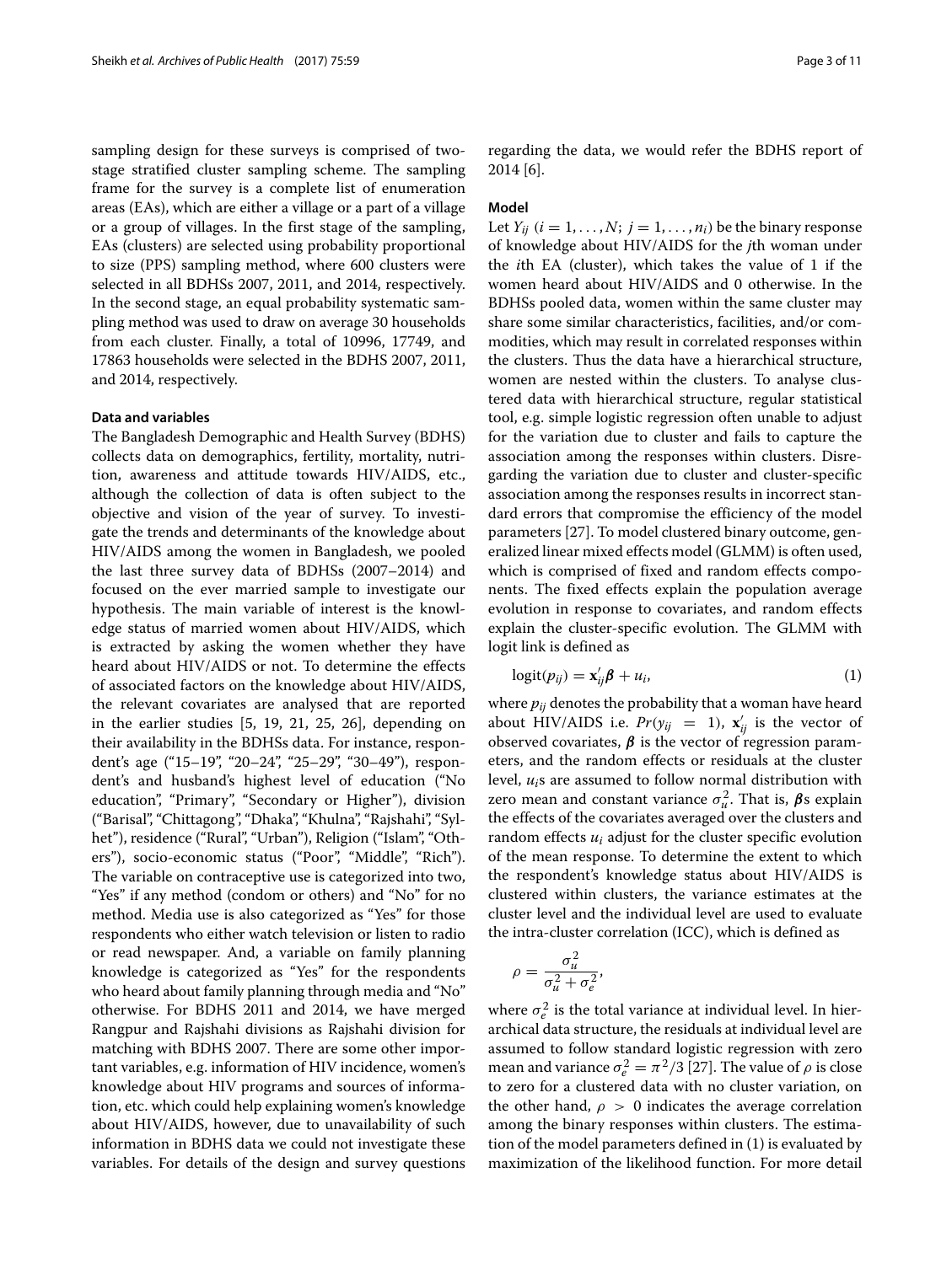sampling design for these surveys is comprised of two-stage stratified cluster sampling scheme. The sampling frame for the survey is a complete list of enumeration areas (EAs), which are either a village or a part of a village or a group of villages. In the first stage of the sampling, EAs (clusters) are selected using probability proportional to size (PPS) sampling method, where 600 clusters were selected in all BDHSs 2007, 2011, and 2014, respectively. In the second stage, an equal probability systematic sampling method was used to draw on average 30 households from each cluster. Finally, a total of 10996, 17749, and 17863 households were selected in the BDHS 2007, 2011, and 2014, respectively.

### Data and variables

The Bangladesh Demographic and Health Survey (BDHS) collects data on demographics, fertility, mortality, nutrition, awareness and attitude towards HIV/AIDS, etc., although the collection of data is often subject to the objective and vision of the year of survey. To investigate the trends and determinants of the knowledge about HIV/AIDS among the women in Bangladesh, we pooled the last three survey data of BDHSs (2007–2014) and focused on the ever married sample to investigate our hypothesis. The main variable of interest is the knowledge status of married women about HIV/AIDS, which is extracted by asking the women whether they have heard about HIV/AIDS or not. To determine the effects of associated factors on the knowledge about HIV/AIDS, the relevant covariates are analysed that are reported in the earlier studies [5, 19, 21, 25, 26], depending on their availability in the BDHSs data. For instance, respondent's age ("15–19", "20–24", "25–29", "30–49"), respondent's and husband's highest level of education ("No education", "Primary", "Secondary or Higher"), division ("Barisal", "Chittagong", "Dhaka", "Khulna", "Rajshahi", "Sylhet"), residence ("Rural", "Urban"), Religion ("Islam", "Others"), socio-economic status ("Poor", "Middle", "Rich"). The variable on contraceptive use is categorized into two, "Yes" if any method (condom or others) and "No" for no method. Media use is also categorized as "Yes" for those respondents who either watch television or listen to radio or read newspaper. And, a variable on family planning knowledge is categorized as "Yes" for the respondents who heard about family planning through media and "No" otherwise. For BDHS 2011 and 2014, we have merged Rangpur and Rajshahi divisions as Rajshahi division for matching with BDHS 2007. There are some other important variables, e.g. information of HIV incidence, women's knowledge about HIV programs and sources of information, etc. which could help explaining women's knowledge about HIV/AIDS, however, due to unavailability of such information in BDHS data we could not investigate these variables. For details of the design and survey questions regarding the data, we would refer the BDHS report of 2014 [6].

### Model

Let $Y_{ij}$ $(i = 1, \ldots, N;\ j = 1, \ldots, n_i)$ be the binary response of knowledge about HIV/AIDS for the $j$th woman under the $i$th EA (cluster), which takes the value of 1 if the women heard about HIV/AIDS and 0 otherwise. In the BDHSs pooled data, women within the same cluster may share some similar characteristics, facilities, and/or commodities, which may result in correlated responses within the clusters. Thus the data have a hierarchical structure, women are nested within the clusters. To analyse clustered data with hierarchical structure, regular statistical tool, e.g. simple logistic regression often unable to adjust for the variation due to cluster and fails to capture the association among the responses within clusters. Disregarding the variation due to cluster and cluster-specific association among the responses results in incorrect standard errors that compromise the efficiency of the model parameters [27]. To model clustered binary outcome, generalized linear mixed effects model (GLMM) is often used, which is comprised of fixed and random effects components. The fixed effects explain the population average evolution in response to covariates, and random effects explain the cluster-specific evolution. The GLMM with logit link is defined as

$$\text{logit}(p_{ij}) = \mathbf{x}_{ij}'\boldsymbol{\beta} + u_i, \tag{1}$$

where $p_{ij}$ denotes the probability that a woman have heard about HIV/AIDS i.e. $Pr(y_{ij} = 1)$, $\mathbf{x}_{ij}'$ is the vector of observed covariates, $\boldsymbol{\beta}$ is the vector of regression parameters, and the random effects or residuals at the cluster level, $u_i$s are assumed to follow normal distribution with zero mean and constant variance $\sigma_u^2$. That is, $\boldsymbol{\beta}$s explain the effects of the covariates averaged over the clusters and random effects $u_i$ adjust for the cluster specific evolution of the mean response. To determine the extent to which the respondent's knowledge status about HIV/AIDS is clustered within clusters, the variance estimates at the cluster level and the individual level are used to evaluate the intra-cluster correlation (ICC), which is defined as

$$\rho = \frac{\sigma_u^2}{\sigma_u^2 + \sigma_e^2},$$

where $\sigma_e^2$ is the total variance at individual level. In hierarchical data structure, the residuals at individual level are assumed to follow standard logistic regression with zero mean and variance $\sigma_e^2 = \pi^2/3$ [27]. The value of $\rho$ is close to zero for a clustered data with no cluster variation, on the other hand, $\rho > 0$ indicates the average correlation among the binary responses within clusters. The estimation of the model parameters defined in (1) is evaluated by maximization of the likelihood function. For more detail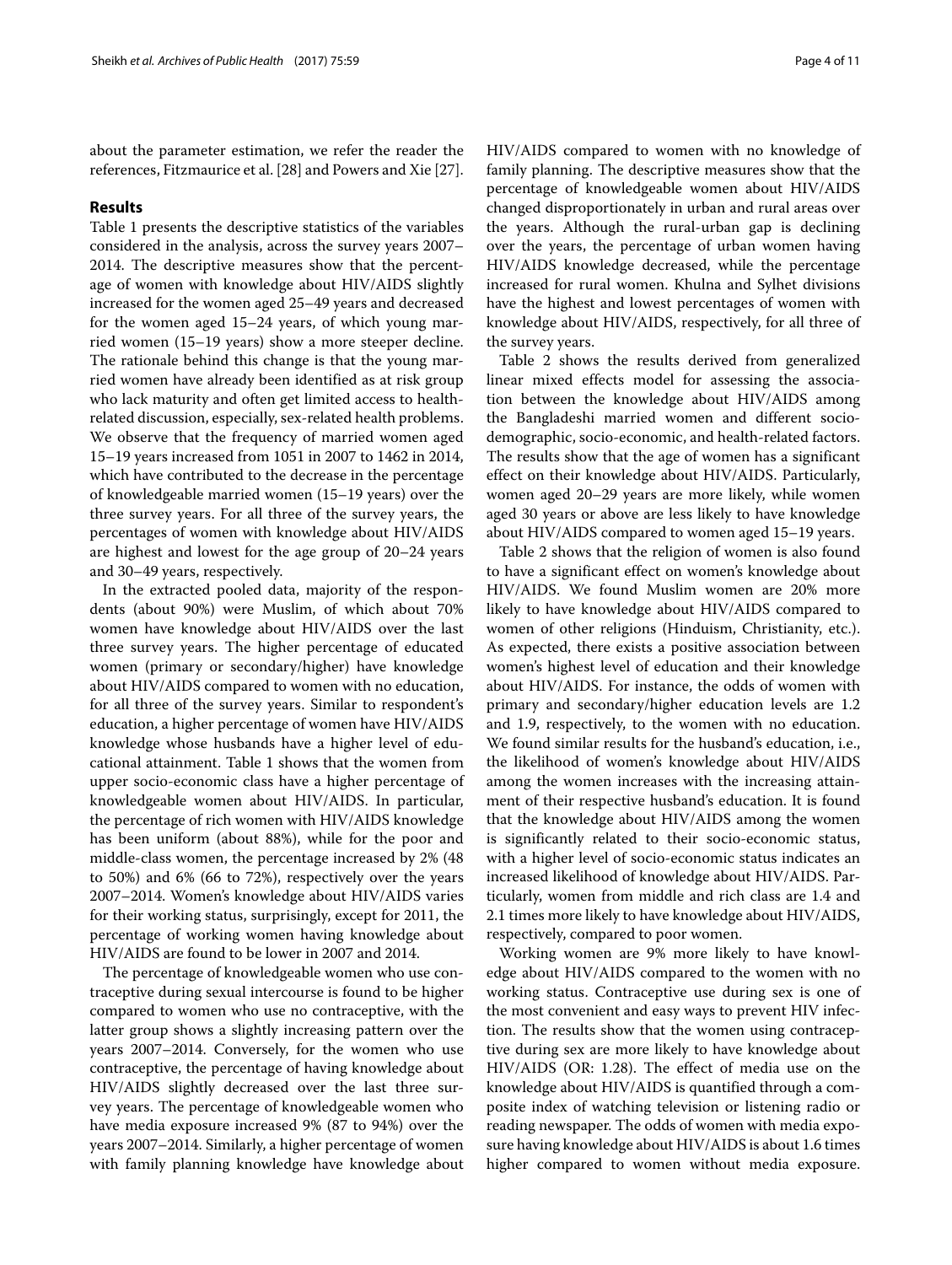about the parameter estimation, we refer the reader the references, Fitzmaurice et al. [28] and Powers and Xie [27].

## Results

Table 1 presents the descriptive statistics of the variables considered in the analysis, across the survey years 2007–2014. The descriptive measures show that the percentage of women with knowledge about HIV/AIDS slightly increased for the women aged 25–49 years and decreased for the women aged 15–24 years, of which young married women (15–19 years) show a more steeper decline. The rationale behind this change is that the young married women have already been identified as at risk group who lack maturity and often get limited access to health-related discussion, especially, sex-related health problems. We observe that the frequency of married women aged 15–19 years increased from 1051 in 2007 to 1462 in 2014, which have contributed to the decrease in the percentage of knowledgeable married women (15–19 years) over the three survey years. For all three of the survey years, the percentages of women with knowledge about HIV/AIDS are highest and lowest for the age group of 20–24 years and 30–49 years, respectively.

In the extracted pooled data, majority of the respondents (about 90%) were Muslim, of which about 70% women have knowledge about HIV/AIDS over the last three survey years. The higher percentage of educated women (primary or secondary/higher) have knowledge about HIV/AIDS compared to women with no education, for all three of the survey years. Similar to respondent's education, a higher percentage of women have HIV/AIDS knowledge whose husbands have a higher level of educational attainment. Table 1 shows that the women from upper socio-economic class have a higher percentage of knowledgeable women about HIV/AIDS. In particular, the percentage of rich women with HIV/AIDS knowledge has been uniform (about 88%), while for the poor and middle-class women, the percentage increased by 2% (48 to 50%) and 6% (66 to 72%), respectively over the years 2007–2014. Women's knowledge about HIV/AIDS varies for their working status, surprisingly, except for 2011, the percentage of working women having knowledge about HIV/AIDS are found to be lower in 2007 and 2014.

The percentage of knowledgeable women who use contraceptive during sexual intercourse is found to be higher compared to women who use no contraceptive, with the latter group shows a slightly increasing pattern over the years 2007–2014. Conversely, for the women who use contraceptive, the percentage of having knowledge about HIV/AIDS slightly decreased over the last three survey years. The percentage of knowledgeable women who have media exposure increased 9% (87 to 94%) over the years 2007–2014. Similarly, a higher percentage of women with family planning knowledge have knowledge about HIV/AIDS compared to women with no knowledge of family planning. The descriptive measures show that the percentage of knowledgeable women about HIV/AIDS changed disproportionately in urban and rural areas over the years. Although the rural-urban gap is declining over the years, the percentage of urban women having HIV/AIDS knowledge decreased, while the percentage increased for rural women. Khulna and Sylhet divisions have the highest and lowest percentages of women with knowledge about HIV/AIDS, respectively, for all three of the survey years.

Table 2 shows the results derived from generalized linear mixed effects model for assessing the association between the knowledge about HIV/AIDS among the Bangladeshi married women and different socio-demographic, socio-economic, and health-related factors. The results show that the age of women has a significant effect on their knowledge about HIV/AIDS. Particularly, women aged 20–29 years are more likely, while women aged 30 years or above are less likely to have knowledge about HIV/AIDS compared to women aged 15–19 years.

Table 2 shows that the religion of women is also found to have a significant effect on women's knowledge about HIV/AIDS. We found Muslim women are 20% more likely to have knowledge about HIV/AIDS compared to women of other religions (Hinduism, Christianity, etc.). As expected, there exists a positive association between women's highest level of education and their knowledge about HIV/AIDS. For instance, the odds of women with primary and secondary/higher education levels are 1.2 and 1.9, respectively, to the women with no education. We found similar results for the husband's education, i.e., the likelihood of women's knowledge about HIV/AIDS among the women increases with the increasing attainment of their respective husband's education. It is found that the knowledge about HIV/AIDS among the women is significantly related to their socio-economic status, with a higher level of socio-economic status indicates an increased likelihood of knowledge about HIV/AIDS. Particularly, women from middle and rich class are 1.4 and 2.1 times more likely to have knowledge about HIV/AIDS, respectively, compared to poor women.

Working women are 9% more likely to have knowledge about HIV/AIDS compared to the women with no working status. Contraceptive use during sex is one of the most convenient and easy ways to prevent HIV infection. The results show that the women using contraceptive during sex are more likely to have knowledge about HIV/AIDS (OR: 1.28). The effect of media use on the knowledge about HIV/AIDS is quantified through a composite index of watching television or listening radio or reading newspaper. The odds of women with media exposure having knowledge about HIV/AIDS is about 1.6 times higher compared to women without media exposure.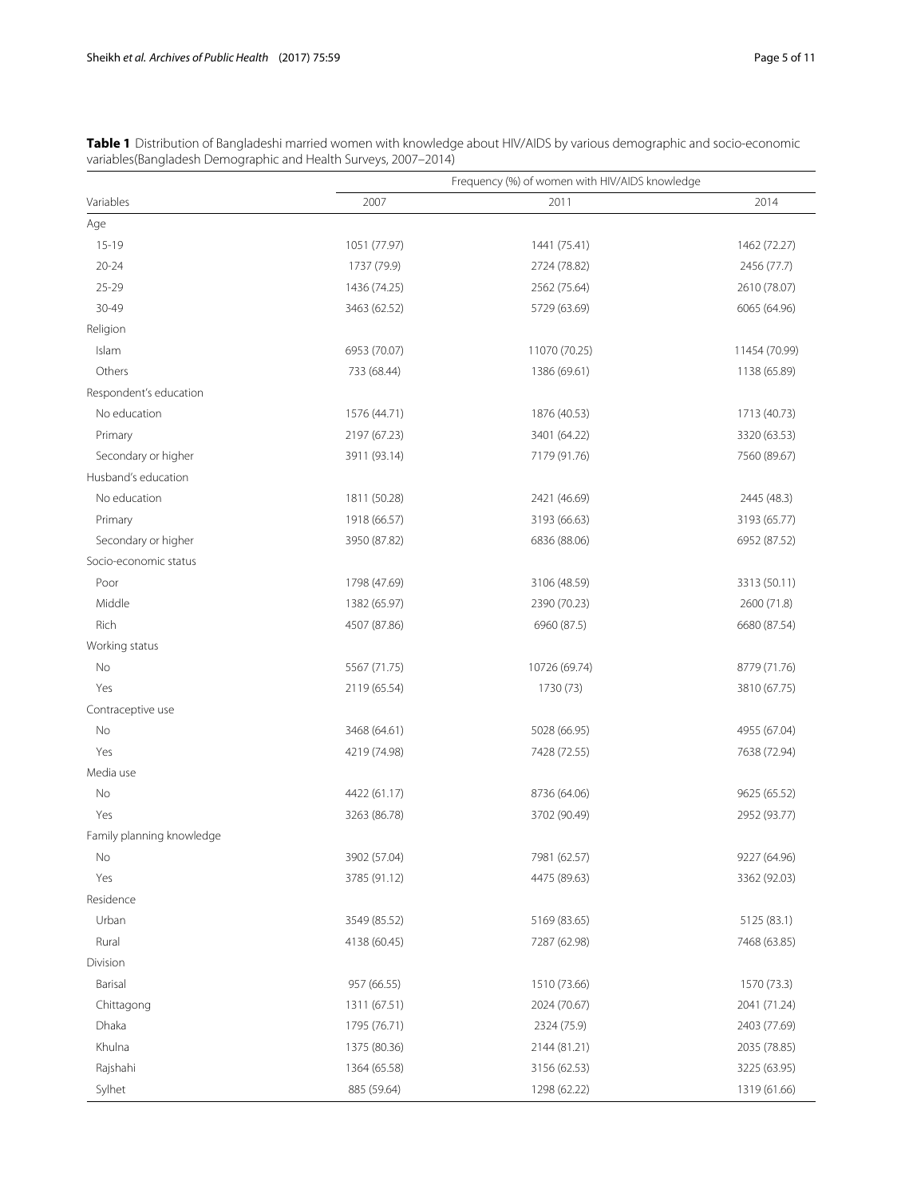**Table 1** Distribution of Bangladeshi married women with knowledge about HIV/AIDS by various demographic and socio-economic variables(Bangladesh Demographic and Health Surveys, 2007–2014)

| Variables | Frequency (%) of women with HIV/AIDS knowledge | | |
|---|---|---|---|
| | 2007 | 2011 | 2014 |
| Age | | | |
| 15-19 | 1051 (77.97) | 1441 (75.41) | 1462 (72.27) |
| 20-24 | 1737 (79.9) | 2724 (78.82) | 2456 (77.7) |
| 25-29 | 1436 (74.25) | 2562 (75.64) | 2610 (78.07) |
| 30-49 | 3463 (62.52) | 5729 (63.69) | 6065 (64.96) |
| Religion | | | |
| Islam | 6953 (70.07) | 11070 (70.25) | 11454 (70.99) |
| Others | 733 (68.44) | 1386 (69.61) | 1138 (65.89) |
| Respondent's education | | | |
| No education | 1576 (44.71) | 1876 (40.53) | 1713 (40.73) |
| Primary | 2197 (67.23) | 3401 (64.22) | 3320 (63.53) |
| Secondary or higher | 3911 (93.14) | 7179 (91.76) | 7560 (89.67) |
| Husband's education | | | |
| No education | 1811 (50.28) | 2421 (46.69) | 2445 (48.3) |
| Primary | 1918 (66.57) | 3193 (66.63) | 3193 (65.77) |
| Secondary or higher | 3950 (87.82) | 6836 (88.06) | 6952 (87.52) |
| Socio-economic status | | | |
| Poor | 1798 (47.69) | 3106 (48.59) | 3313 (50.11) |
| Middle | 1382 (65.97) | 2390 (70.23) | 2600 (71.8) |
| Rich | 4507 (87.86) | 6960 (87.5) | 6680 (87.54) |
| Working status | | | |
| No | 5567 (71.75) | 10726 (69.74) | 8779 (71.76) |
| Yes | 2119 (65.54) | 1730 (73) | 3810 (67.75) |
| Contraceptive use | | | |
| No | 3468 (64.61) | 5028 (66.95) | 4955 (67.04) |
| Yes | 4219 (74.98) | 7428 (72.55) | 7638 (72.94) |
| Media use | | | |
| No | 4422 (61.17) | 8736 (64.06) | 9625 (65.52) |
| Yes | 3263 (86.78) | 3702 (90.49) | 2952 (93.77) |
| Family planning knowledge | | | |
| No | 3902 (57.04) | 7981 (62.57) | 9227 (64.96) |
| Yes | 3785 (91.12) | 4475 (89.63) | 3362 (92.03) |
| Residence | | | |
| Urban | 3549 (85.52) | 5169 (83.65) | 5125 (83.1) |
| Rural | 4138 (60.45) | 7287 (62.98) | 7468 (63.85) |
| Division | | | |
| Barisal | 957 (66.55) | 1510 (73.66) | 1570 (73.3) |
| Chittagong | 1311 (67.51) | 2024 (70.67) | 2041 (71.24) |
| Dhaka | 1795 (76.71) | 2324 (75.9) | 2403 (77.69) |
| Khulna | 1375 (80.36) | 2144 (81.21) | 2035 (78.85) |
| Rajshahi | 1364 (65.58) | 3156 (62.53) | 3225 (63.95) |
| Sylhet | 885 (59.64) | 1298 (62.22) | 1319 (61.66) |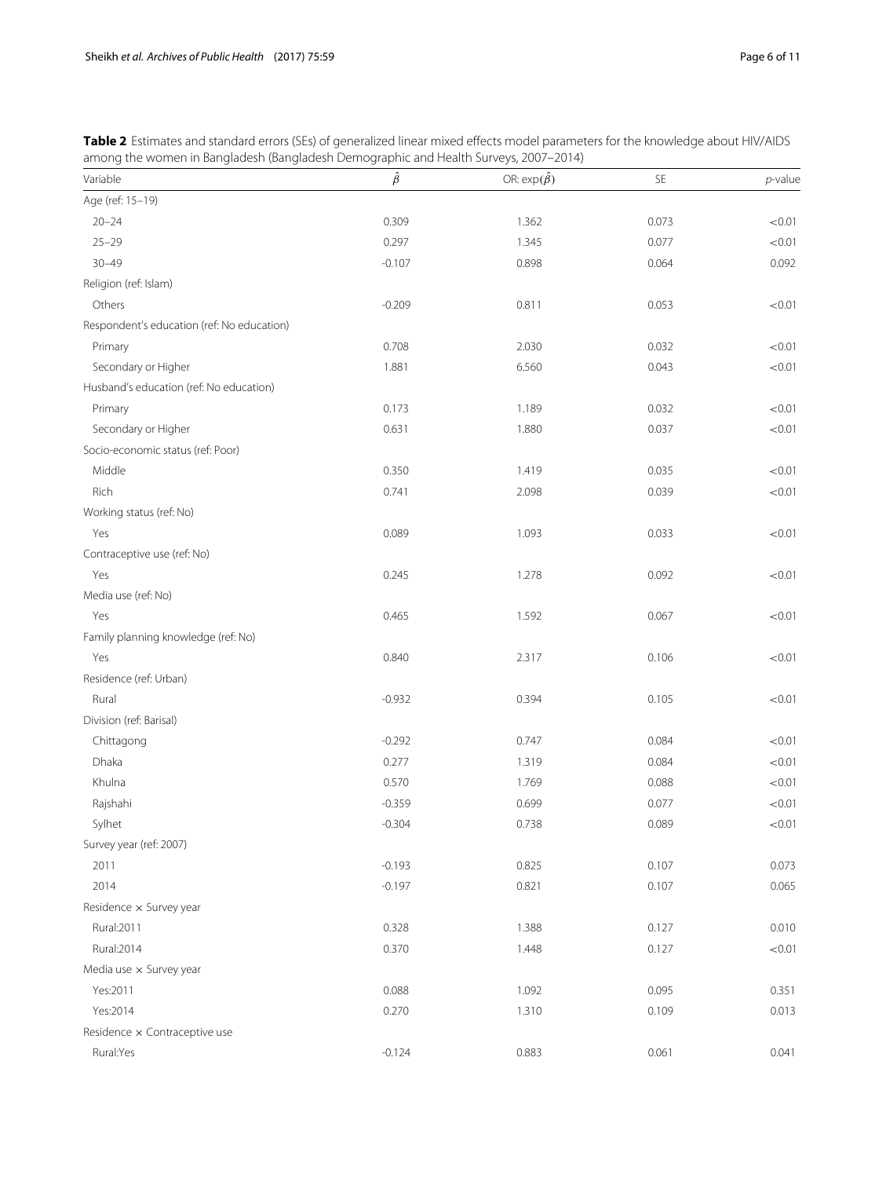**Table 2** Estimates and standard errors (SEs) of generalized linear mixed effects model parameters for the knowledge about HIV/AIDS among the women in Bangladesh (Bangladesh Demographic and Health Surveys, 2007–2014)

| Variable | $\hat{\beta}$ | OR: $\exp(\hat{\beta})$ | SE | *p*-value |
|---|---|---|---|---|
| Age (ref: 15–19) | | | | |
| 20–24 | 0.309 | 1.362 | 0.073 | <0.01 |
| 25–29 | 0.297 | 1.345 | 0.077 | <0.01 |
| 30–49 | -0.107 | 0.898 | 0.064 | 0.092 |
| Religion (ref: Islam) | | | | |
| Others | -0.209 | 0.811 | 0.053 | <0.01 |
| Respondent's education (ref: No education) | | | | |
| Primary | 0.708 | 2.030 | 0.032 | <0.01 |
| Secondary or Higher | 1.881 | 6.560 | 0.043 | <0.01 |
| Husband's education (ref: No education) | | | | |
| Primary | 0.173 | 1.189 | 0.032 | <0.01 |
| Secondary or Higher | 0.631 | 1.880 | 0.037 | <0.01 |
| Socio-economic status (ref: Poor) | | | | |
| Middle | 0.350 | 1.419 | 0.035 | <0.01 |
| Rich | 0.741 | 2.098 | 0.039 | <0.01 |
| Working status (ref: No) | | | | |
| Yes | 0.089 | 1.093 | 0.033 | <0.01 |
| Contraceptive use (ref: No) | | | | |
| Yes | 0.245 | 1.278 | 0.092 | <0.01 |
| Media use (ref: No) | | | | |
| Yes | 0.465 | 1.592 | 0.067 | <0.01 |
| Family planning knowledge (ref: No) | | | | |
| Yes | 0.840 | 2.317 | 0.106 | <0.01 |
| Residence (ref: Urban) | | | | |
| Rural | -0.932 | 0.394 | 0.105 | <0.01 |
| Division (ref: Barisal) | | | | |
| Chittagong | -0.292 | 0.747 | 0.084 | <0.01 |
| Dhaka | 0.277 | 1.319 | 0.084 | <0.01 |
| Khulna | 0.570 | 1.769 | 0.088 | <0.01 |
| Rajshahi | -0.359 | 0.699 | 0.077 | <0.01 |
| Sylhet | -0.304 | 0.738 | 0.089 | <0.01 |
| Survey year (ref: 2007) | | | | |
| 2011 | -0.193 | 0.825 | 0.107 | 0.073 |
| 2014 | -0.197 | 0.821 | 0.107 | 0.065 |
| Residence × Survey year | | | | |
| Rural:2011 | 0.328 | 1.388 | 0.127 | 0.010 |
| Rural:2014 | 0.370 | 1.448 | 0.127 | <0.01 |
| Media use × Survey year | | | | |
| Yes:2011 | 0.088 | 1.092 | 0.095 | 0.351 |
| Yes:2014 | 0.270 | 1.310 | 0.109 | 0.013 |
| Residence × Contraceptive use | | | | |
| Rural:Yes | -0.124 | 0.883 | 0.061 | 0.041 |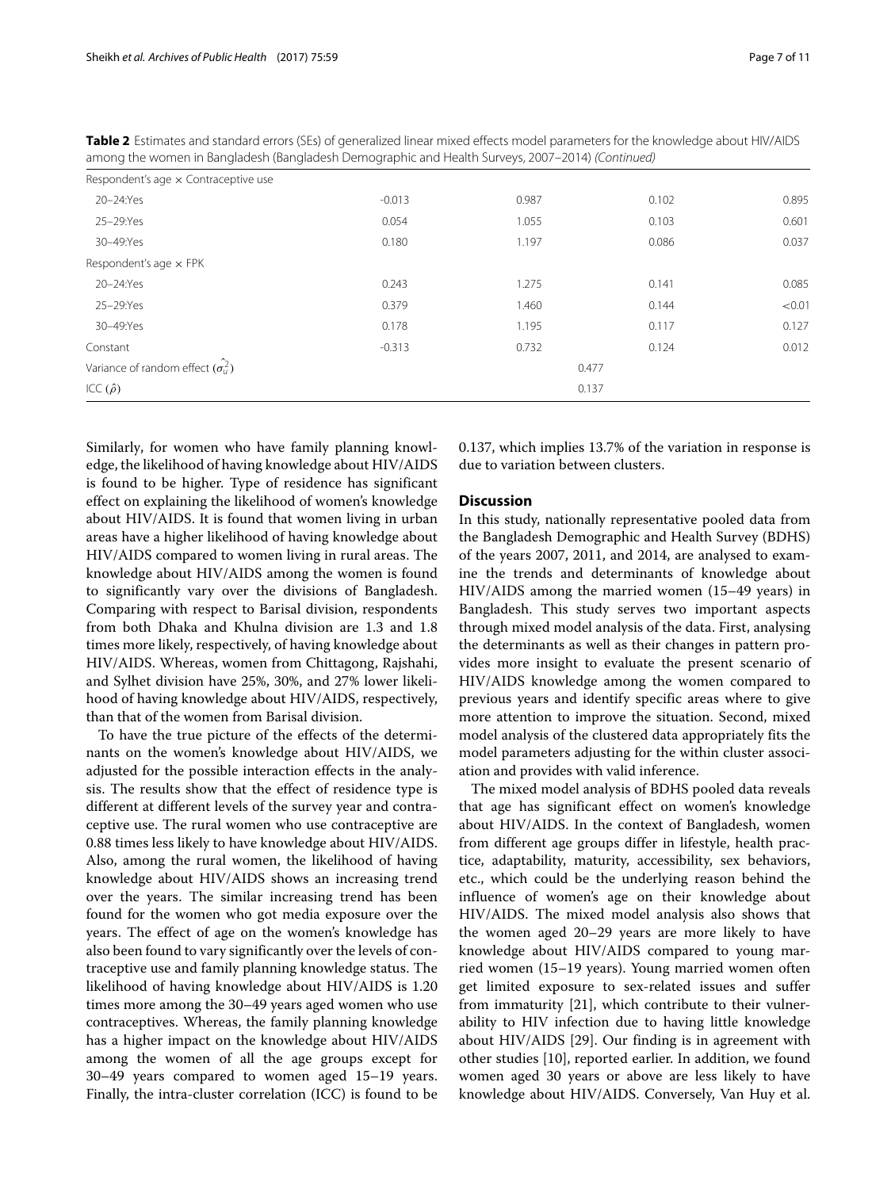**Table 2** Estimates and standard errors (SEs) of generalized linear mixed effects model parameters for the knowledge about HIV/AIDS among the women in Bangladesh (Bangladesh Demographic and Health Surveys, 2007–2014) *(Continued)*

| | | | | |
|---|---|---|---|---|
| Respondent's age × Contraceptive use | | | | |
| 20–24:Yes | -0.013 | 0.987 | 0.102 | 0.895 |
| 25–29:Yes | 0.054 | 1.055 | 0.103 | 0.601 |
| 30–49:Yes | 0.180 | 1.197 | 0.086 | 0.037 |
| Respondent's age × FPK | | | | |
| 20–24:Yes | 0.243 | 1.275 | 0.141 | 0.085 |
| 25–29:Yes | 0.379 | 1.460 | 0.144 | <0.01 |
| 30–49:Yes | 0.178 | 1.195 | 0.117 | 0.127 |
| Constant | -0.313 | 0.732 | 0.124 | 0.012 |
| Variance of random effect ($\hat{\sigma}_u^2$) | | 0.477 | | |
| ICC ($\hat{\rho}$) | | 0.137 | | |

Similarly, for women who have family planning knowledge, the likelihood of having knowledge about HIV/AIDS is found to be higher. Type of residence has significant effect on explaining the likelihood of women's knowledge about HIV/AIDS. It is found that women living in urban areas have a higher likelihood of having knowledge about HIV/AIDS compared to women living in rural areas. The knowledge about HIV/AIDS among the women is found to significantly vary over the divisions of Bangladesh. Comparing with respect to Barisal division, respondents from both Dhaka and Khulna division are 1.3 and 1.8 times more likely, respectively, of having knowledge about HIV/AIDS. Whereas, women from Chittagong, Rajshahi, and Sylhet division have 25%, 30%, and 27% lower likelihood of having knowledge about HIV/AIDS, respectively, than that of the women from Barisal division.

To have the true picture of the effects of the determinants on the women's knowledge about HIV/AIDS, we adjusted for the possible interaction effects in the analysis. The results show that the effect of residence type is different at different levels of the survey year and contraceptive use. The rural women who use contraceptive are 0.88 times less likely to have knowledge about HIV/AIDS. Also, among the rural women, the likelihood of having knowledge about HIV/AIDS shows an increasing trend over the years. The similar increasing trend has been found for the women who got media exposure over the years. The effect of age on the women's knowledge has also been found to vary significantly over the levels of contraceptive use and family planning knowledge status. The likelihood of having knowledge about HIV/AIDS is 1.20 times more among the 30–49 years aged women who use contraceptives. Whereas, the family planning knowledge has a higher impact on the knowledge about HIV/AIDS among the women of all the age groups except for 30–49 years compared to women aged 15–19 years. Finally, the intra-cluster correlation (ICC) is found to be 0.137, which implies 13.7% of the variation in response is due to variation between clusters.

## Discussion

In this study, nationally representative pooled data from the Bangladesh Demographic and Health Survey (BDHS) of the years 2007, 2011, and 2014, are analysed to examine the trends and determinants of knowledge about HIV/AIDS among the married women (15–49 years) in Bangladesh. This study serves two important aspects through mixed model analysis of the data. First, analysing the determinants as well as their changes in pattern provides more insight to evaluate the present scenario of HIV/AIDS knowledge among the women compared to previous years and identify specific areas where to give more attention to improve the situation. Second, mixed model analysis of the clustered data appropriately fits the model parameters adjusting for the within cluster association and provides with valid inference.

The mixed model analysis of BDHS pooled data reveals that age has significant effect on women's knowledge about HIV/AIDS. In the context of Bangladesh, women from different age groups differ in lifestyle, health practice, adaptability, maturity, accessibility, sex behaviors, etc., which could be the underlying reason behind the influence of women's age on their knowledge about HIV/AIDS. The mixed model analysis also shows that the women aged 20–29 years are more likely to have knowledge about HIV/AIDS compared to young married women (15–19 years). Young married women often get limited exposure to sex-related issues and suffer from immaturity [21], which contribute to their vulnerability to HIV infection due to having little knowledge about HIV/AIDS [29]. Our finding is in agreement with other studies [10], reported earlier. In addition, we found women aged 30 years or above are less likely to have knowledge about HIV/AIDS. Conversely, Van Huy et al.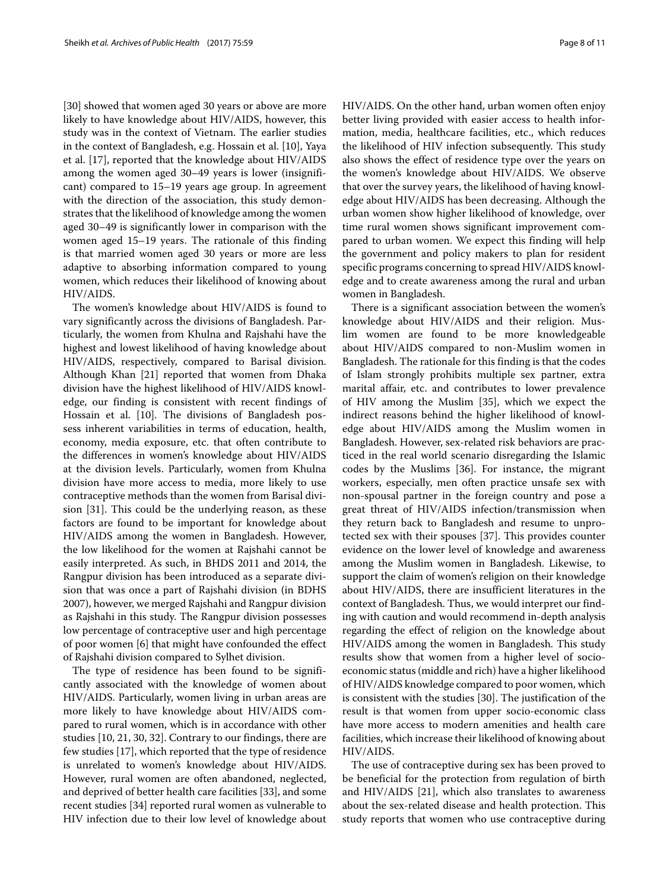[30] showed that women aged 30 years or above are more likely to have knowledge about HIV/AIDS, however, this study was in the context of Vietnam. The earlier studies in the context of Bangladesh, e.g. Hossain et al. [10], Yaya et al. [17], reported that the knowledge about HIV/AIDS among the women aged 30–49 years is lower (insignificant) compared to 15–19 years age group. In agreement with the direction of the association, this study demonstrates that the likelihood of knowledge among the women aged 30–49 is significantly lower in comparison with the women aged 15–19 years. The rationale of this finding is that married women aged 30 years or more are less adaptive to absorbing information compared to young women, which reduces their likelihood of knowing about HIV/AIDS.

The women's knowledge about HIV/AIDS is found to vary significantly across the divisions of Bangladesh. Particularly, the women from Khulna and Rajshahi have the highest and lowest likelihood of having knowledge about HIV/AIDS, respectively, compared to Barisal division. Although Khan [21] reported that women from Dhaka division have the highest likelihood of HIV/AIDS knowledge, our finding is consistent with recent findings of Hossain et al. [10]. The divisions of Bangladesh possess inherent variabilities in terms of education, health, economy, media exposure, etc. that often contribute to the differences in women's knowledge about HIV/AIDS at the division levels. Particularly, women from Khulna division have more access to media, more likely to use contraceptive methods than the women from Barisal division [31]. This could be the underlying reason, as these factors are found to be important for knowledge about HIV/AIDS among the women in Bangladesh. However, the low likelihood for the women at Rajshahi cannot be easily interpreted. As such, in BHDS 2011 and 2014, the Rangpur division has been introduced as a separate division that was once a part of Rajshahi division (in BDHS 2007), however, we merged Rajshahi and Rangpur division as Rajshahi in this study. The Rangpur division possesses low percentage of contraceptive user and high percentage of poor women [6] that might have confounded the effect of Rajshahi division compared to Sylhet division.

The type of residence has been found to be significantly associated with the knowledge of women about HIV/AIDS. Particularly, women living in urban areas are more likely to have knowledge about HIV/AIDS compared to rural women, which is in accordance with other studies [10, 21, 30, 32]. Contrary to our findings, there are few studies [17], which reported that the type of residence is unrelated to women's knowledge about HIV/AIDS. However, rural women are often abandoned, neglected, and deprived of better health care facilities [33], and some recent studies [34] reported rural women as vulnerable to HIV infection due to their low level of knowledge about HIV/AIDS. On the other hand, urban women often enjoy better living provided with easier access to health information, media, healthcare facilities, etc., which reduces the likelihood of HIV infection subsequently. This study also shows the effect of residence type over the years on the women's knowledge about HIV/AIDS. We observe that over the survey years, the likelihood of having knowledge about HIV/AIDS has been decreasing. Although the urban women show higher likelihood of knowledge, over time rural women shows significant improvement compared to urban women. We expect this finding will help the government and policy makers to plan for resident specific programs concerning to spread HIV/AIDS knowledge and to create awareness among the rural and urban women in Bangladesh.

There is a significant association between the women's knowledge about HIV/AIDS and their religion. Muslim women are found to be more knowledgeable about HIV/AIDS compared to non-Muslim women in Bangladesh. The rationale for this finding is that the codes of Islam strongly prohibits multiple sex partner, extra marital affair, etc. and contributes to lower prevalence of HIV among the Muslim [35], which we expect the indirect reasons behind the higher likelihood of knowledge about HIV/AIDS among the Muslim women in Bangladesh. However, sex-related risk behaviors are practiced in the real world scenario disregarding the Islamic codes by the Muslims [36]. For instance, the migrant workers, especially, men often practice unsafe sex with non-spousal partner in the foreign country and pose a great threat of HIV/AIDS infection/transmission when they return back to Bangladesh and resume to unprotected sex with their spouses [37]. This provides counter evidence on the lower level of knowledge and awareness among the Muslim women in Bangladesh. Likewise, to support the claim of women's religion on their knowledge about HIV/AIDS, there are insufficient literatures in the context of Bangladesh. Thus, we would interpret our finding with caution and would recommend in-depth analysis regarding the effect of religion on the knowledge about HIV/AIDS among the women in Bangladesh. This study results show that women from a higher level of socioeconomic status (middle and rich) have a higher likelihood of HIV/AIDS knowledge compared to poor women, which is consistent with the studies [30]. The justification of the result is that women from upper socio-economic class have more access to modern amenities and health care facilities, which increase their likelihood of knowing about HIV/AIDS.

The use of contraceptive during sex has been proved to be beneficial for the protection from regulation of birth and HIV/AIDS [21], which also translates to awareness about the sex-related disease and health protection. This study reports that women who use contraceptive during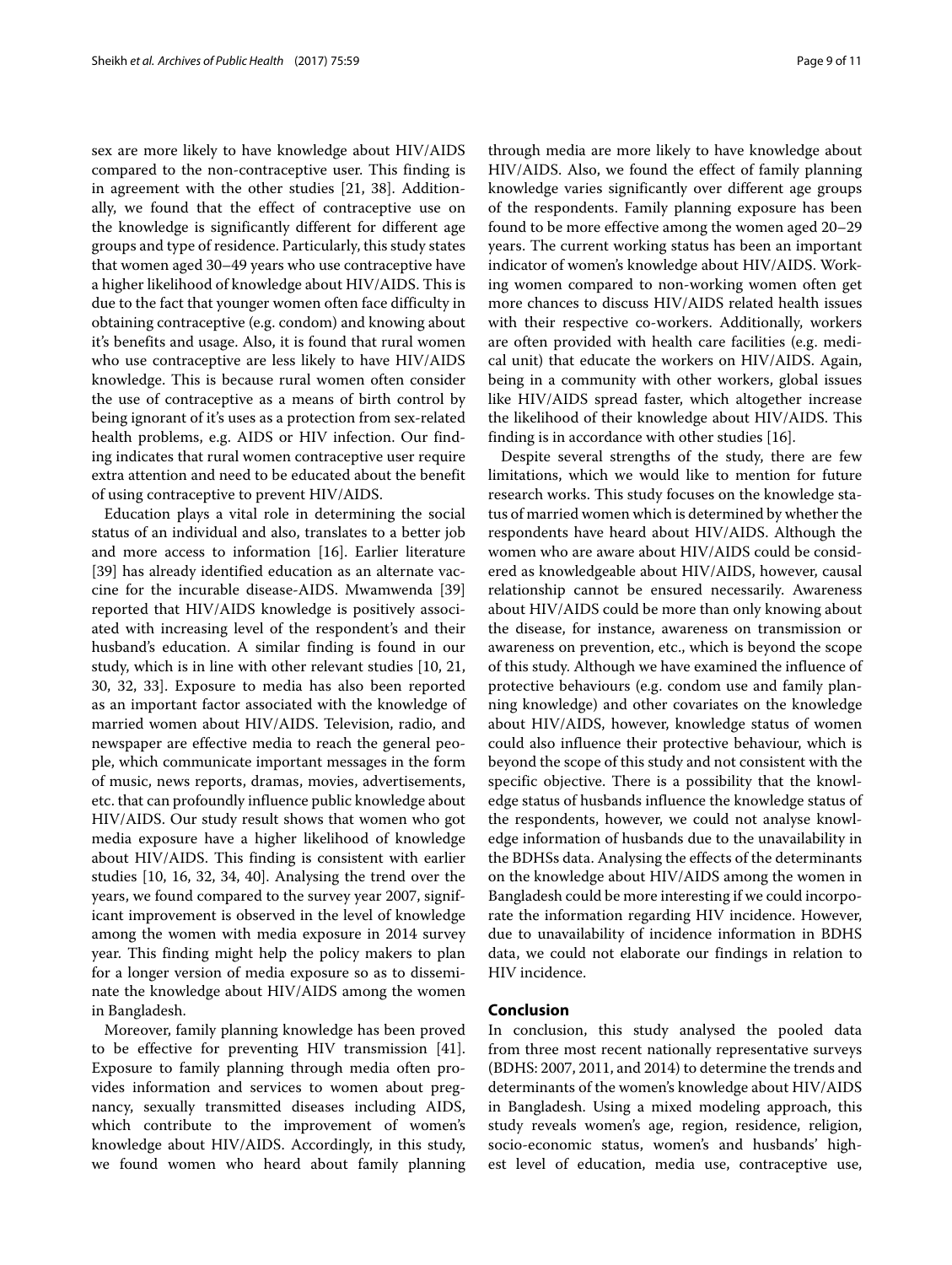sex are more likely to have knowledge about HIV/AIDS compared to the non-contraceptive user. This finding is in agreement with the other studies [21, 38]. Additionally, we found that the effect of contraceptive use on the knowledge is significantly different for different age groups and type of residence. Particularly, this study states that women aged 30–49 years who use contraceptive have a higher likelihood of knowledge about HIV/AIDS. This is due to the fact that younger women often face difficulty in obtaining contraceptive (e.g. condom) and knowing about it's benefits and usage. Also, it is found that rural women who use contraceptive are less likely to have HIV/AIDS knowledge. This is because rural women often consider the use of contraceptive as a means of birth control by being ignorant of it's uses as a protection from sex-related health problems, e.g. AIDS or HIV infection. Our finding indicates that rural women contraceptive user require extra attention and need to be educated about the benefit of using contraceptive to prevent HIV/AIDS.

Education plays a vital role in determining the social status of an individual and also, translates to a better job and more access to information [16]. Earlier literature [39] has already identified education as an alternate vaccine for the incurable disease-AIDS. Mwamwenda [39] reported that HIV/AIDS knowledge is positively associated with increasing level of the respondent's and their husband's education. A similar finding is found in our study, which is in line with other relevant studies [10, 21, 30, 32, 33]. Exposure to media has also been reported as an important factor associated with the knowledge of married women about HIV/AIDS. Television, radio, and newspaper are effective media to reach the general people, which communicate important messages in the form of music, news reports, dramas, movies, advertisements, etc. that can profoundly influence public knowledge about HIV/AIDS. Our study result shows that women who got media exposure have a higher likelihood of knowledge about HIV/AIDS. This finding is consistent with earlier studies [10, 16, 32, 34, 40]. Analysing the trend over the years, we found compared to the survey year 2007, significant improvement is observed in the level of knowledge among the women with media exposure in 2014 survey year. This finding might help the policy makers to plan for a longer version of media exposure so as to disseminate the knowledge about HIV/AIDS among the women in Bangladesh.

Moreover, family planning knowledge has been proved to be effective for preventing HIV transmission [41]. Exposure to family planning through media often provides information and services to women about pregnancy, sexually transmitted diseases including AIDS, which contribute to the improvement of women's knowledge about HIV/AIDS. Accordingly, in this study, we found women who heard about family planning through media are more likely to have knowledge about HIV/AIDS. Also, we found the effect of family planning knowledge varies significantly over different age groups of the respondents. Family planning exposure has been found to be more effective among the women aged 20–29 years. The current working status has been an important indicator of women's knowledge about HIV/AIDS. Working women compared to non-working women often get more chances to discuss HIV/AIDS related health issues with their respective co-workers. Additionally, workers are often provided with health care facilities (e.g. medical unit) that educate the workers on HIV/AIDS. Again, being in a community with other workers, global issues like HIV/AIDS spread faster, which altogether increase the likelihood of their knowledge about HIV/AIDS. This finding is in accordance with other studies [16].

Despite several strengths of the study, there are few limitations, which we would like to mention for future research works. This study focuses on the knowledge status of married women which is determined by whether the respondents have heard about HIV/AIDS. Although the women who are aware about HIV/AIDS could be considered as knowledgeable about HIV/AIDS, however, causal relationship cannot be ensured necessarily. Awareness about HIV/AIDS could be more than only knowing about the disease, for instance, awareness on transmission or awareness on prevention, etc., which is beyond the scope of this study. Although we have examined the influence of protective behaviours (e.g. condom use and family planning knowledge) and other covariates on the knowledge about HIV/AIDS, however, knowledge status of women could also influence their protective behaviour, which is beyond the scope of this study and not consistent with the specific objective. There is a possibility that the knowledge status of husbands influence the knowledge status of the respondents, however, we could not analyse knowledge information of husbands due to the unavailability in the BDHSs data. Analysing the effects of the determinants on the knowledge about HIV/AIDS among the women in Bangladesh could be more interesting if we could incorporate the information regarding HIV incidence. However, due to unavailability of incidence information in BDHS data, we could not elaborate our findings in relation to HIV incidence.

## Conclusion

In conclusion, this study analysed the pooled data from three most recent nationally representative surveys (BDHS: 2007, 2011, and 2014) to determine the trends and determinants of the women's knowledge about HIV/AIDS in Bangladesh. Using a mixed modeling approach, this study reveals women's age, region, residence, religion, socio-economic status, women's and husbands' highest level of education, media use, contraceptive use,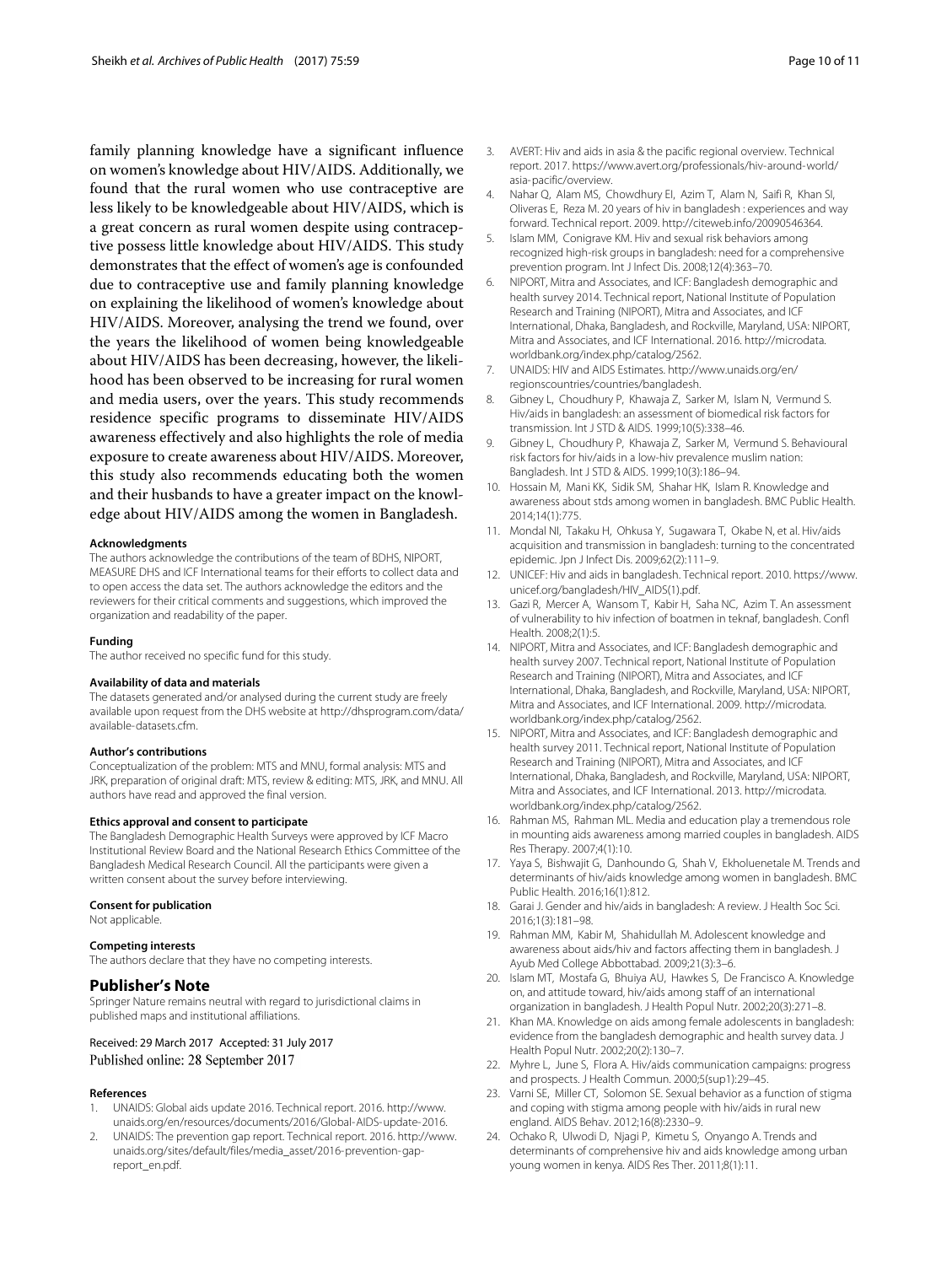family planning knowledge have a significant influence on women's knowledge about HIV/AIDS. Additionally, we found that the rural women who use contraceptive are less likely to be knowledgeable about HIV/AIDS, which is a great concern as rural women despite using contraceptive possess little knowledge about HIV/AIDS. This study demonstrates that the effect of women's age is confounded due to contraceptive use and family planning knowledge on explaining the likelihood of women's knowledge about HIV/AIDS. Moreover, analysing the trend we found, over the years the likelihood of women being knowledgeable about HIV/AIDS has been decreasing, however, the likelihood has been observed to be increasing for rural women and media users, over the years. This study recommends residence specific programs to disseminate HIV/AIDS awareness effectively and also highlights the role of media exposure to create awareness about HIV/AIDS. Moreover, this study also recommends educating both the women and their husbands to have a greater impact on the knowledge about HIV/AIDS among the women in Bangladesh.

#### Acknowledgments

The authors acknowledge the contributions of the team of BDHS, NIPORT, MEASURE DHS and ICF International teams for their efforts to collect data and to open access the data set. The authors acknowledge the editors and the reviewers for their critical comments and suggestions, which improved the organization and readability of the paper.

#### Funding

The author received no specific fund for this study.

#### Availability of data and materials

The datasets generated and/or analysed during the current study are freely available upon request from the DHS website at http://dhsprogram.com/data/available-datasets.cfm.

#### Author's contributions

Conceptualization of the problem: MTS and MNU, formal analysis: MTS and JRK, preparation of original draft: MTS, review & editing: MTS, JRK, and MNU. All authors have read and approved the final version.

#### Ethics approval and consent to participate

The Bangladesh Demographic Health Surveys were approved by ICF Macro Institutional Review Board and the National Research Ethics Committee of the Bangladesh Medical Research Council. All the participants were given a written consent about the survey before interviewing.

#### Consent for publication

Not applicable.

#### Competing interests

The authors declare that they have no competing interests.

## Publisher's Note

Springer Nature remains neutral with regard to jurisdictional claims in published maps and institutional affiliations.

Received: 29 March 2017 Accepted: 31 July 2017
Published online: 28 September 2017

#### References

1. UNAIDS: Global aids update 2016. Technical report. 2016. http://www.unaids.org/en/resources/documents/2016/Global-AIDS-update-2016.
2. UNAIDS: The prevention gap report. Technical report. 2016. http://www.unaids.org/sites/default/files/media_asset/2016-prevention-gap-report_en.pdf.
3. AVERT: Hiv and aids in asia & the pacific regional overview. Technical report. 2017. https://www.avert.org/professionals/hiv-around-world/asia-pacific/overview.
4. Nahar Q, Alam MS, Chowdhury EI, Azim T, Alam N, Saifi R, Khan SI, Oliveras E, Reza M. 20 years of hiv in bangladesh : experiences and way forward. Technical report. 2009. http://citeweb.info/20090546364.
5. Islam MM, Conigrave KM. Hiv and sexual risk behaviors among recognized high-risk groups in bangladesh: need for a comprehensive prevention program. Int J Infect Dis. 2008;12(4):363–70.
6. NIPORT, Mitra and Associates, and ICF: Bangladesh demographic and health survey 2014. Technical report, National Institute of Population Research and Training (NIPORT), Mitra and Associates, and ICF International, Dhaka, Bangladesh, and Rockville, Maryland, USA: NIPORT, Mitra and Associates, and ICF International. 2016. http://microdata.worldbank.org/index.php/catalog/2562.
7. UNAIDS: HIV and AIDS Estimates. http://www.unaids.org/en/regionscountries/countries/bangladesh.
8. Gibney L, Choudhury P, Khawaja Z, Sarker M, Islam N, Vermund S. Hiv/aids in bangladesh: an assessment of biomedical risk factors for transmission. Int J STD & AIDS. 1999;10(5):338–46.
9. Gibney L, Choudhury P, Khawaja Z, Sarker M, Vermund S. Behavioural risk factors for hiv/aids in a low-hiv prevalence muslim nation: Bangladesh. Int J STD & AIDS. 1999;10(3):186–94.
10. Hossain M, Mani KK, Sidik SM, Shahar HK, Islam R. Knowledge and awareness about stds among women in bangladesh. BMC Public Health. 2014;14(1):775.
11. Mondal NI, Takaku H, Ohkusa Y, Sugawara T, Okabe N, et al. Hiv/aids acquisition and transmission in bangladesh: turning to the concentrated epidemic. Jpn J Infect Dis. 2009;62(2):111–9.
12. UNICEF: Hiv and aids in bangladesh. Technical report. 2010. https://www.unicef.org/bangladesh/HIV_AIDS(1).pdf.
13. Gazi R, Mercer A, Wansom T, Kabir H, Saha NC, Azim T. An assessment of vulnerability to hiv infection of boatmen in teknaf, bangladesh. Confl Health. 2008;2(1):5.
14. NIPORT, Mitra and Associates, and ICF: Bangladesh demographic and health survey 2007. Technical report, National Institute of Population Research and Training (NIPORT), Mitra and Associates, and ICF International, Dhaka, Bangladesh, and Rockville, Maryland, USA: NIPORT, Mitra and Associates, and ICF International. 2009. http://microdata.worldbank.org/index.php/catalog/2562.
15. NIPORT, Mitra and Associates, and ICF: Bangladesh demographic and health survey 2011. Technical report, National Institute of Population Research and Training (NIPORT), Mitra and Associates, and ICF International, Dhaka, Bangladesh, and Rockville, Maryland, USA: NIPORT, Mitra and Associates, and ICF International. 2013. http://microdata.worldbank.org/index.php/catalog/2562.
16. Rahman MS, Rahman ML. Media and education play a tremendous role in mounting aids awareness among married couples in bangladesh. AIDS Res Therapy. 2007;4(1):10.
17. Yaya S, Bishwajit G, Danhoundo G, Shah V, Ekholuenetale M. Trends and determinants of hiv/aids knowledge among women in bangladesh. BMC Public Health. 2016;16(1):812.
18. Garai J. Gender and hiv/aids in bangladesh: A review. J Health Soc Sci. 2016;1(3):181–98.
19. Rahman MM, Kabir M, Shahidullah M. Adolescent knowledge and awareness about aids/hiv and factors affecting them in bangladesh. J Ayub Med College Abbottabad. 2009;21(3):3–6.
20. Islam MT, Mostafa G, Bhuiya AU, Hawkes S, De Francisco A. Knowledge on, and attitude toward, hiv/aids among staff of an international organization in bangladesh. J Health Popul Nutr. 2002;20(3):271–8.
21. Khan MA. Knowledge on aids among female adolescents in bangladesh: evidence from the bangladesh demographic and health survey data. J Health Popul Nutr. 2002;20(2):130–7.
22. Myhre L, June S, Flora A. Hiv/aids communication campaigns: progress and prospects. J Health Commun. 2000;5(sup1):29–45.
23. Varni SE, Miller CT, Solomon SE. Sexual behavior as a function of stigma and coping with stigma among people with hiv/aids in rural new england. AIDS Behav. 2012;16(8):2330–9.
24. Ochako R, Ulwodi D, Njagi P, Kimetu S, Onyango A. Trends and determinants of comprehensive hiv and aids knowledge among urban young women in kenya. AIDS Res Ther. 2011;8(1):11.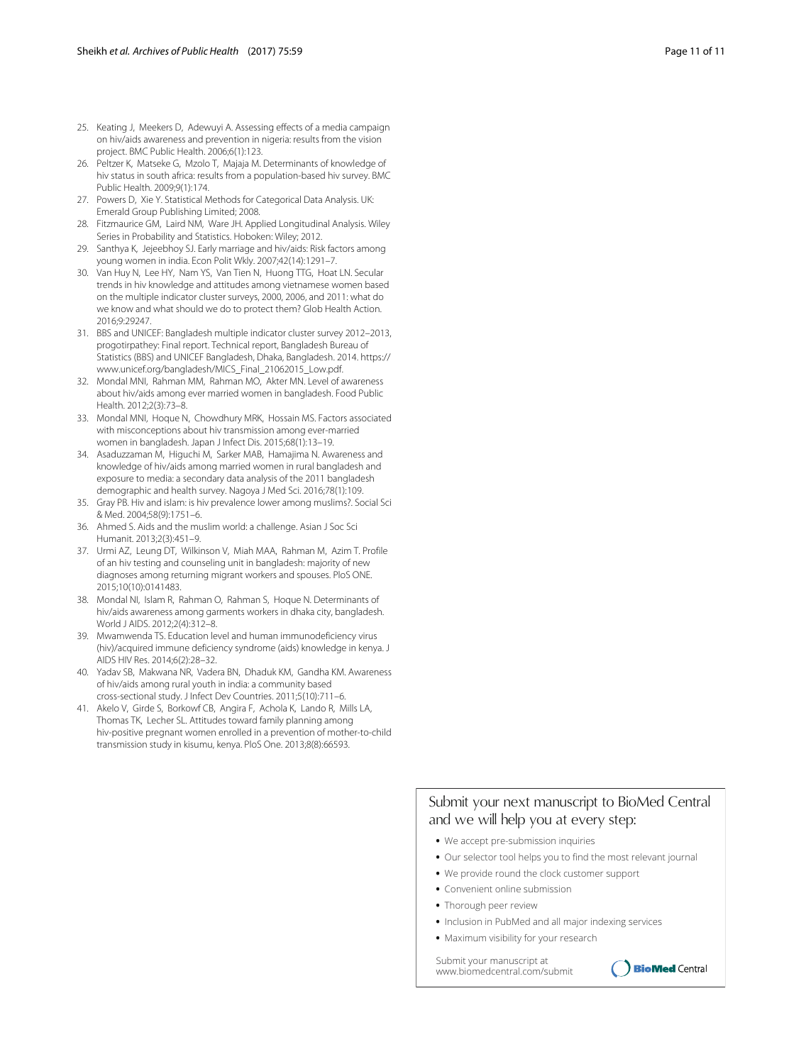25. Keating J, Meekers D, Adewuyi A. Assessing effects of a media campaign on hiv/aids awareness and prevention in nigeria: results from the vision project. BMC Public Health. 2006;6(1):123.
26. Peltzer K, Matseke G, Mzolo T, Majaja M. Determinants of knowledge of hiv status in south africa: results from a population-based hiv survey. BMC Public Health. 2009;9(1):174.
27. Powers D, Xie Y. Statistical Methods for Categorical Data Analysis. UK: Emerald Group Publishing Limited; 2008.
28. Fitzmaurice GM, Laird NM, Ware JH. Applied Longitudinal Analysis. Wiley Series in Probability and Statistics. Hoboken: Wiley; 2012.
29. Santhya K, Jejeebhoy SJ. Early marriage and hiv/aids: Risk factors among young women in india. Econ Polit Wkly. 2007;42(14):1291–7.
30. Van Huy N, Lee HY, Nam YS, Van Tien N, Huong TTG, Hoat LN. Secular trends in hiv knowledge and attitudes among vietnamese women based on the multiple indicator cluster surveys, 2000, 2006, and 2011: what do we know and what should we do to protect them? Glob Health Action. 2016;9:29247.
31. BBS and UNICEF: Bangladesh multiple indicator cluster survey 2012–2013, progotirpathey: Final report. Technical report, Bangladesh Bureau of Statistics (BBS) and UNICEF Bangladesh, Dhaka, Bangladesh. 2014. https://www.unicef.org/bangladesh/MICS_Final_21062015_Low.pdf.
32. Mondal MNI, Rahman MM, Rahman MO, Akter MN. Level of awareness about hiv/aids among ever married women in bangladesh. Food Public Health. 2012;2(3):73–8.
33. Mondal MNI, Hoque N, Chowdhury MRK, Hossain MS. Factors associated with misconceptions about hiv transmission among ever-married women in bangladesh. Japan J Infect Dis. 2015;68(1):13–19.
34. Asaduzzaman M, Higuchi M, Sarker MAB, Hamajima N. Awareness and knowledge of hiv/aids among married women in rural bangladesh and exposure to media: a secondary data analysis of the 2011 bangladesh demographic and health survey. Nagoya J Med Sci. 2016;78(1):109.
35. Gray PB. Hiv and islam: is hiv prevalence lower among muslims?. Social Sci & Med. 2004;58(9):1751–6.
36. Ahmed S. Aids and the muslim world: a challenge. Asian J Soc Sci Humanit. 2013;2(3):451–9.
37. Urmi AZ, Leung DT, Wilkinson V, Miah MAA, Rahman M, Azim T. Profile of an hiv testing and counseling unit in bangladesh: majority of new diagnoses among returning migrant workers and spouses. PloS ONE. 2015;10(10):0141483.
38. Mondal NI, Islam R, Rahman O, Rahman S, Hoque N. Determinants of hiv/aids awareness among garments workers in dhaka city, bangladesh. World J AIDS. 2012;2(4):312–8.
39. Mwamwenda TS. Education level and human immunodeficiency virus (hiv)/acquired immune deficiency syndrome (aids) knowledge in kenya. J AIDS HIV Res. 2014;6(2):28–32.
40. Yadav SB, Makwana NR, Vadera BN, Dhaduk KM, Gandha KM. Awareness of hiv/aids among rural youth in india: a community based cross-sectional study. J Infect Dev Countries. 2011;5(10):711–6.
41. Akelo V, Girde S, Borkowf CB, Angira F, Achola K, Lando R, Mills LA, Thomas TK, Lecher SL. Attitudes toward family planning among hiv-positive pregnant women enrolled in a prevention of mother-to-child transmission study in kisumu, kenya. PloS One. 2013;8(8):66593.

Submit your next manuscript to BioMed Central and we will help you at every step:

- We accept pre-submission inquiries
- Our selector tool helps you to find the most relevant journal
- We provide round the clock customer support
- Convenient online submission
- Thorough peer review
- Inclusion in PubMed and all major indexing services
- Maximum visibility for your research

Submit your manuscript at www.biomedcentral.com/submit

BioMed Central